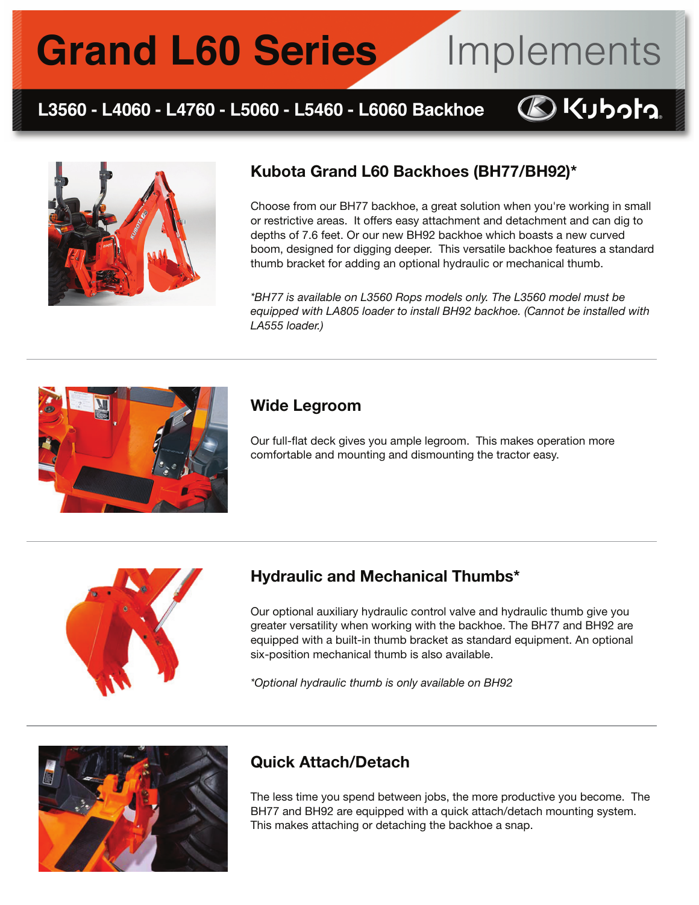# Grand L60 Series Implements

## L3560 - L4060 - L4760 - L5060 - L5460 - L6060 Backhoe

### Kubota Grand L60 Backhoes (BH77/BH92)*

Choose from our BH77 backhoe, a great solution when you're working in small or restrictive areas. It offers easy attachment and detachment and can dig to depths of 7.6 feet. Or our new BH92 backhoe which boasts a new curved boom, designed for digging deeper. This versatile backhoe features a standard thumb bracket for adding an optional hydraulic or mechanical thumb.

*\*BH77 is available on L3560 Rops models only. The L3560 model must be equipped with LA805 loader to install BH92 backhoe. (Cannot be installed with LA555 loader.)*

---

### Wide Legroom

Our full-flat deck gives you ample legroom. This makes operation more comfortable and mounting and dismounting the tractor easy.

---

### Hydraulic and Mechanical Thumbs*

Our optional auxiliary hydraulic control valve and hydraulic thumb give you greater versatility when working with the backhoe. The BH77 and BH92 are equipped with a built-in thumb bracket as standard equipment. An optional six-position mechanical thumb is also available.

*\*Optional hydraulic thumb is only available on BH92*

---

### Quick Attach/Detach

The less time you spend between jobs, the more productive you become. The BH77 and BH92 are equipped with a quick attach/detach mounting system. This makes attaching or detaching the backhoe a snap.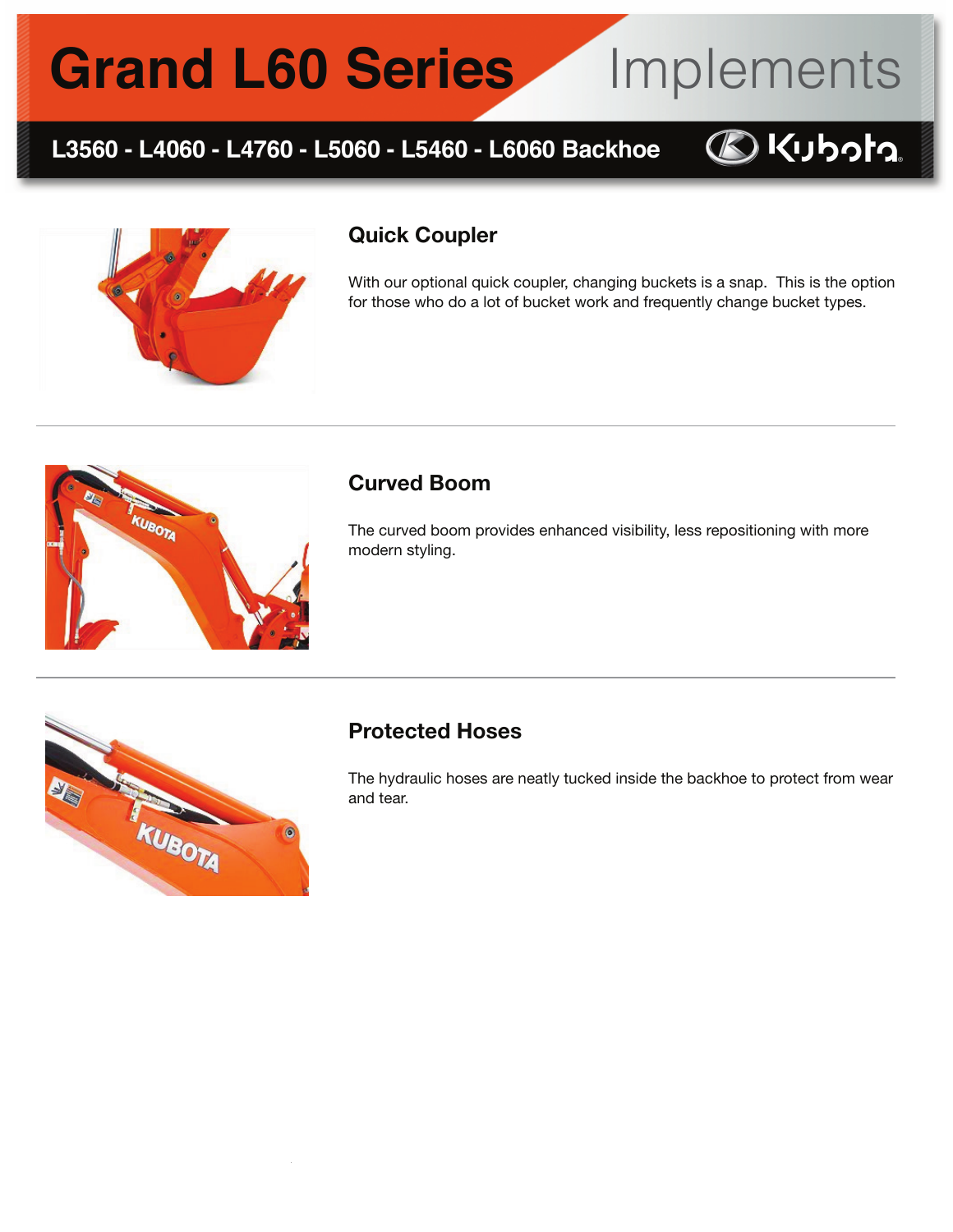# Grand L60 Series Implements

## L3560 - L4060 - L4760 - L5060 - L5460 - L6060 Backhoe

### Quick Coupler

With our optional quick coupler, changing buckets is a snap. This is the option for those who do a lot of bucket work and frequently change bucket types.

### Curved Boom

The curved boom provides enhanced visibility, less repositioning with more modern styling.

### Protected Hoses

The hydraulic hoses are neatly tucked inside the backhoe to protect from wear and tear.